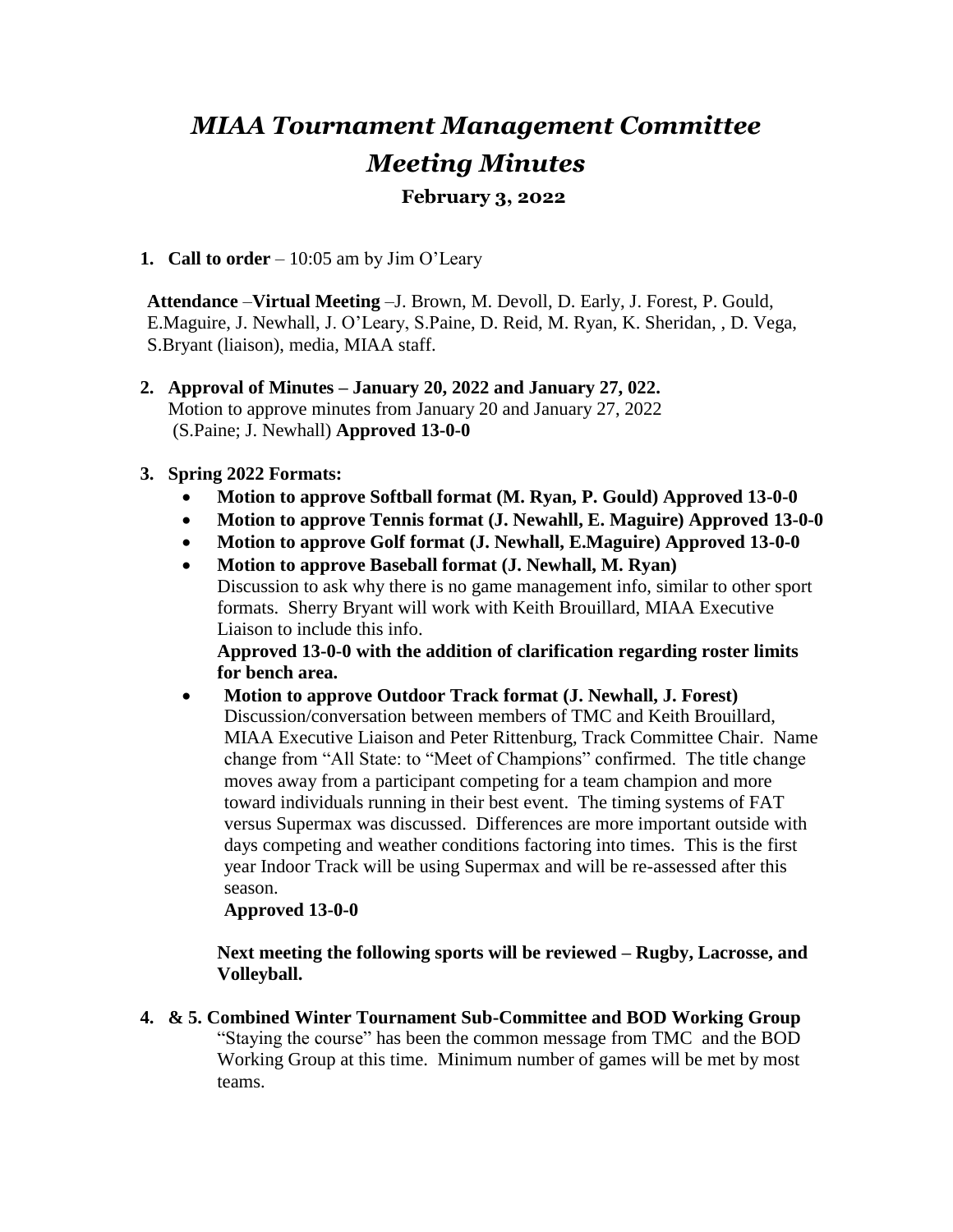# *MIAA Tournament Management Committee*
# *Meeting Minutes*

**February 3, 2022**

1. **Call to order** – 10:05 am by Jim O'Leary

   **Attendance** –**Virtual Meeting** –J. Brown, M. Devoll, D. Early, J. Forest, P. Gould, E.Maguire, J. Newhall, J. O'Leary, S.Paine, D. Reid, M. Ryan, K. Sheridan, , D. Vega, S.Bryant (liaison), media, MIAA staff.

2. **Approval of Minutes – January 20, 2022 and January 27, 022.**
   Motion to approve minutes from January 20 and January 27, 2022
   (S.Paine; J. Newhall) **Approved 13-0-0**

3. **Spring 2022 Formats:**
   - **Motion to approve Softball format (M. Ryan, P. Gould) Approved 13-0-0**
   - **Motion to approve Tennis format (J. Newahll, E. Maguire) Approved 13-0-0**
   - **Motion to approve Golf format (J. Newhall, E.Maguire) Approved 13-0-0**
   - **Motion to approve Baseball format (J. Newhall, M. Ryan)**
     Discussion to ask why there is no game management info, similar to other sport formats. Sherry Bryant will work with Keith Brouillard, MIAA Executive Liaison to include this info.
     **Approved 13-0-0 with the addition of clarification regarding roster limits for bench area.**
   - **Motion to approve Outdoor Track format (J. Newhall, J. Forest)**
     Discussion/conversation between members of TMC and Keith Brouillard, MIAA Executive Liaison and Peter Rittenburg, Track Committee Chair. Name change from "All State: to "Meet of Champions" confirmed. The title change moves away from a participant competing for a team champion and more toward individuals running in their best event. The timing systems of FAT versus Supermax was discussed. Differences are more important outside with days competing and weather conditions factoring into times. This is the first year Indoor Track will be using Supermax and will be re-assessed after this season.
     **Approved 13-0-0**

   **Next meeting the following sports will be reviewed – Rugby, Lacrosse, and Volleyball.**

4. **& 5. Combined Winter Tournament Sub-Committee and BOD Working Group**
   "Staying the course" has been the common message from TMC and the BOD Working Group at this time. Minimum number of games will be met by most teams.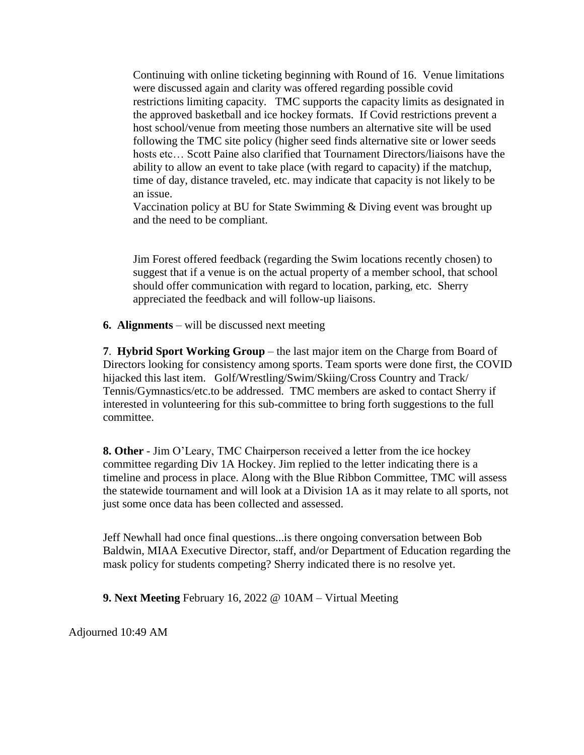Continuing with online ticketing beginning with Round of 16. Venue limitations were discussed again and clarity was offered regarding possible covid restrictions limiting capacity. TMC supports the capacity limits as designated in the approved basketball and ice hockey formats. If Covid restrictions prevent a host school/venue from meeting those numbers an alternative site will be used following the TMC site policy (higher seed finds alternative site or lower seeds hosts etc… Scott Paine also clarified that Tournament Directors/liaisons have the ability to allow an event to take place (with regard to capacity) if the matchup, time of day, distance traveled, etc. may indicate that capacity is not likely to be an issue.
Vaccination policy at BU for State Swimming & Diving event was brought up and the need to be compliant.

Jim Forest offered feedback (regarding the Swim locations recently chosen) to suggest that if a venue is on the actual property of a member school, that school should offer communication with regard to location, parking, etc. Sherry appreciated the feedback and will follow-up liaisons.

**6. Alignments** – will be discussed next meeting

**7**. **Hybrid Sport Working Group** – the last major item on the Charge from Board of Directors looking for consistency among sports. Team sports were done first, the COVID hijacked this last item. Golf/Wrestling/Swim/Skiing/Cross Country and Track/ Tennis/Gymnastics/etc.to be addressed. TMC members are asked to contact Sherry if interested in volunteering for this sub-committee to bring forth suggestions to the full committee.

**8. Other** - Jim O'Leary, TMC Chairperson received a letter from the ice hockey committee regarding Div 1A Hockey. Jim replied to the letter indicating there is a timeline and process in place. Along with the Blue Ribbon Committee, TMC will assess the statewide tournament and will look at a Division 1A as it may relate to all sports, not just some once data has been collected and assessed.

Jeff Newhall had once final questions...is there ongoing conversation between Bob Baldwin, MIAA Executive Director, staff, and/or Department of Education regarding the mask policy for students competing? Sherry indicated there is no resolve yet.

**9. Next Meeting** February 16, 2022 @ 10AM – Virtual Meeting

Adjourned 10:49 AM